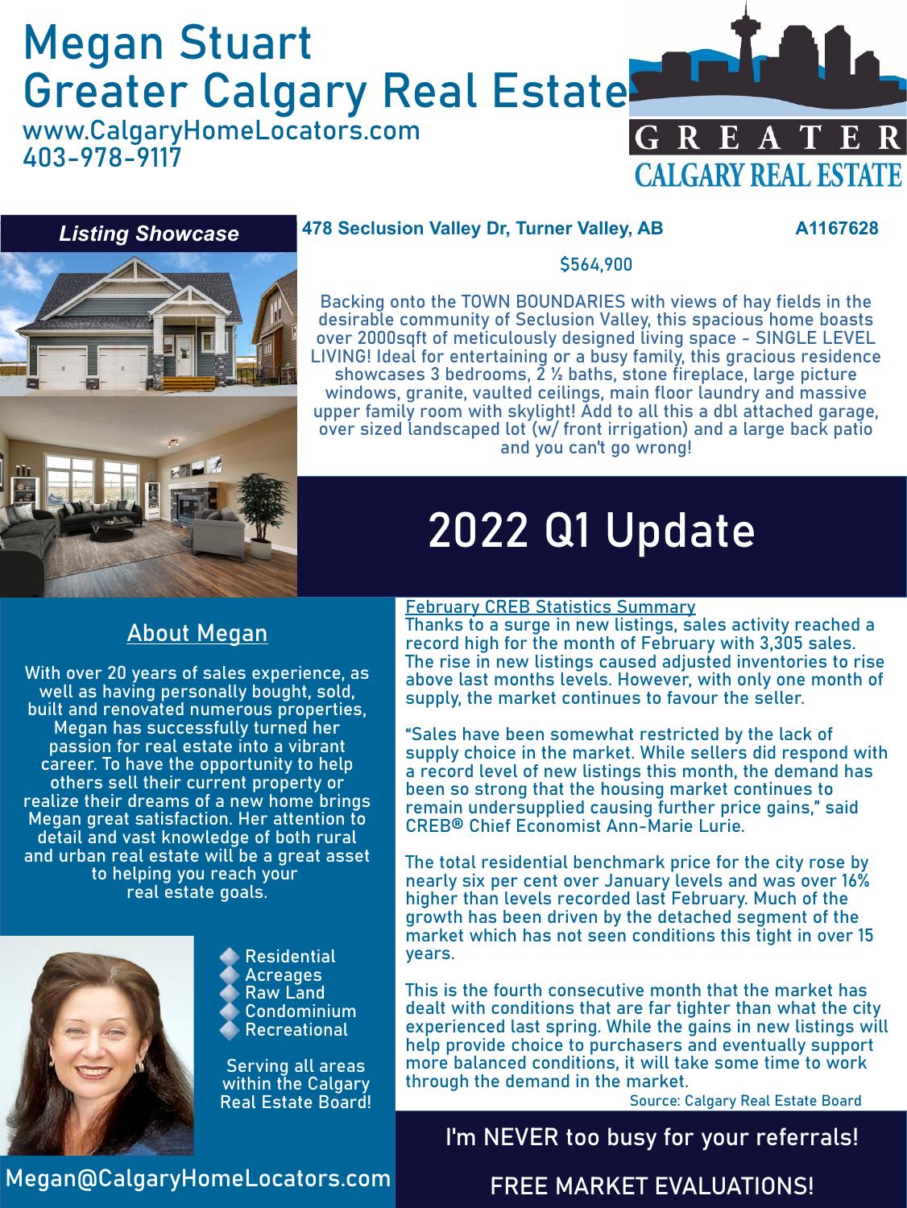# Megan Stuart
# Greater Calgary Real Estate

www.CalgaryHomeLocators.com
403-978-9117

GREATER CALGARY REAL ESTATE

## *Listing Showcase*

**478 Seclusion Valley Dr, Turner Valley, AB** **A1167628**

$564,900

Backing onto the TOWN BOUNDARIES with views of hay fields in the desirable community of Seclusion Valley, this spacious home boasts over 2000sqft of meticulously designed living space - SINGLE LEVEL LIVING! Ideal for entertaining or a busy family, this gracious residence showcases 3 bedrooms, 2 ½ baths, stone fireplace, large picture windows, granite, vaulted ceilings, main floor laundry and massive upper family room with skylight! Add to all this a dbl attached garage, over sized landscaped lot (w/ front irrigation) and a large back patio and you can't go wrong!

# 2022 Q1 Update

## About Megan

With over 20 years of sales experience, as well as having personally bought, sold, built and renovated numerous properties, Megan has successfully turned her passion for real estate into a vibrant career. To have the opportunity to help others sell their current property or realize their dreams of a new home brings Megan great satisfaction. Her attention to detail and vast knowledge of both rural and urban real estate will be a great asset to helping you reach your real estate goals.

- Residential
- Acreages
- Raw Land
- Condominium
- Recreational

Serving all areas within the Calgary Real Estate Board!

Megan@CalgaryHomeLocators.com

## February CREB Statistics Summary

Thanks to a surge in new listings, sales activity reached a record high for the month of February with 3,305 sales. The rise in new listings caused adjusted inventories to rise above last months levels. However, with only one month of supply, the market continues to favour the seller.

"Sales have been somewhat restricted by the lack of supply choice in the market. While sellers did respond with a record level of new listings this month, the demand has been so strong that the housing market continues to remain undersupplied causing further price gains," said CREB® Chief Economist Ann-Marie Lurie.

The total residential benchmark price for the city rose by nearly six per cent over January levels and was over 16% higher than levels recorded last February. Much of the growth has been driven by the detached segment of the market which has not seen conditions this tight in over 15 years.

This is the fourth consecutive month that the market has dealt with conditions that are far tighter than what the city experienced last spring. While the gains in new listings will help provide choice to purchasers and eventually support more balanced conditions, it will take some time to work through the demand in the market.

Source: Calgary Real Estate Board

I'm NEVER too busy for your referrals!

FREE MARKET EVALUATIONS!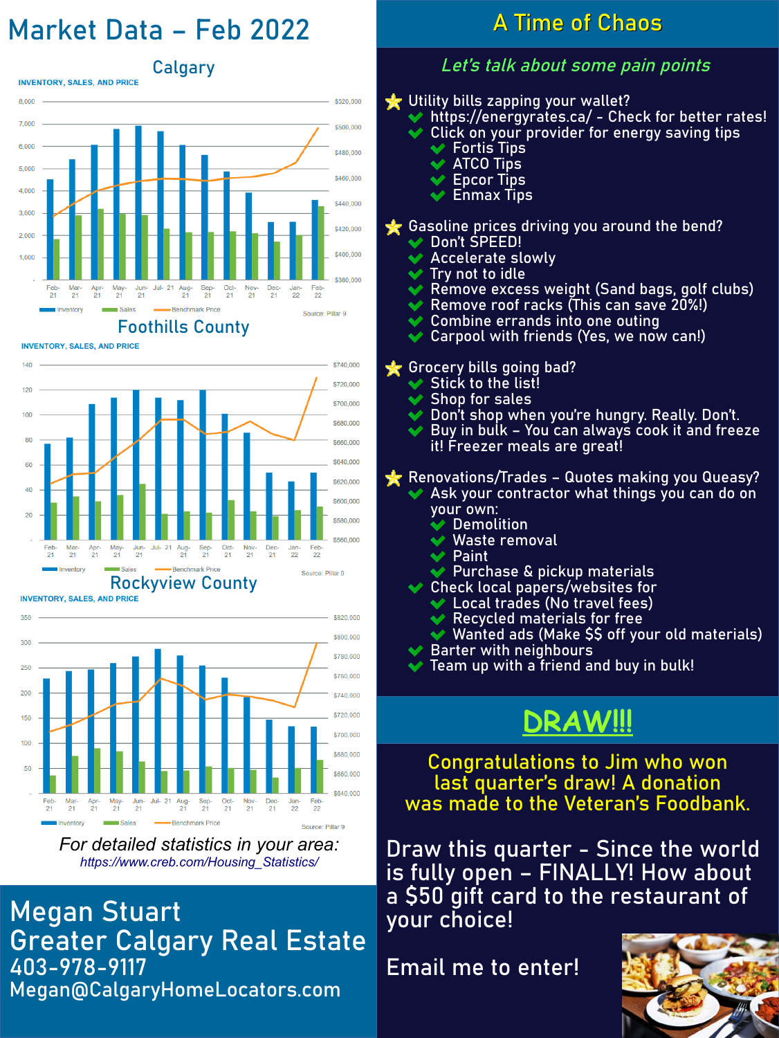# Market Data – Feb 2022

## Calgary

INVENTORY, SALES, AND PRICE

8,000
7,000
6,000
5,000
4,000
3,000
2,000
1,000
-

$520,000
$500,000
$480,000
$460,000
$440,000
$420,000
$400,000
$380,000

Feb-21 Mar-21 Apr-21 May-21 Jun-21 Jul-21 Aug-21 Sep-21 Oct-21 Nov-21 Dec-21 Jan-22 Feb-22

Inventory Sales Benchmark Price

Source: Pillar 9

## Foothills County

INVENTORY, SALES, AND PRICE

140
120
100
80
60
40
20
-

$740,000
$720,000
$700,000
$680,000
$660,000
$640,000
$620,000
$600,000
$580,000
$560,000

Feb-21 Mar-21 Apr-21 May-21 Jun-21 Jul-21 Aug-21 Sep-21 Oct-21 Nov-21 Dec-21 Jan-22 Feb-22

Inventory Sales Benchmark Price

Source: Pillar 9

## Rockyview County

INVENTORY, SALES, AND PRICE

350
300
250
200
150
100
50
-

$820,000
$800,000
$780,000
$760,000
$740,000
$720,000
$700,000
$680,000
$660,000
$640,000

Feb-21 Mar-21 Apr-21 May-21 Jun-21 Jul-21 Aug-21 Sep-21 Oct-21 Nov-21 Dec-21 Jan-22 Feb-22

Inventory Sales Benchmark Price

Source: Pillar 9

*For detailed statistics in your area:*
*https://www.creb.com/Housing_Statistics/*

**Megan Stuart**
**Greater Calgary Real Estate**
403-978-9117
Megan@CalgaryHomeLocators.com

# A Time of Chaos

*Let's talk about some pain points*

- Utility bills zapping your wallet?
  - https://energyrates.ca/ - Check for better rates!
  - Click on your provider for energy saving tips
    - Fortis Tips
    - ATCO Tips
    - Epcor Tips
    - Enmax Tips
- Gasoline prices driving you around the bend?
  - Don't SPEED!
  - Accelerate slowly
  - Try not to idle
  - Remove excess weight (Sand bags, golf clubs)
  - Remove roof racks (This can save 20%!)
  - Combine errands into one outing
  - Carpool with friends (Yes, we now can!)
- Grocery bills going bad?
  - Stick to the list!
  - Shop for sales
  - Don't shop when you're hungry. Really. Don't.
  - Buy in bulk – You can always cook it and freeze it! Freezer meals are great!
- Renovations/Trades – Quotes making you Queasy?
  - Ask your contractor what things you can do on your own:
    - Demolition
    - Waste removal
    - Paint
    - Purchase & pickup materials
  - Check local papers/websites for
    - Local trades (No travel fees)
    - Recycled materials for free
    - Wanted ads (Make $$ off your old materials)
  - Barter with neighbours
  - Team up with a friend and buy in bulk!

# DRAW!!!

Congratulations to Jim who won last quarter's draw! A donation was made to the Veteran's Foodbank.

Draw this quarter - Since the world is fully open – FINALLY! How about a $50 gift card to the restaurant of your choice!

Email me to enter!